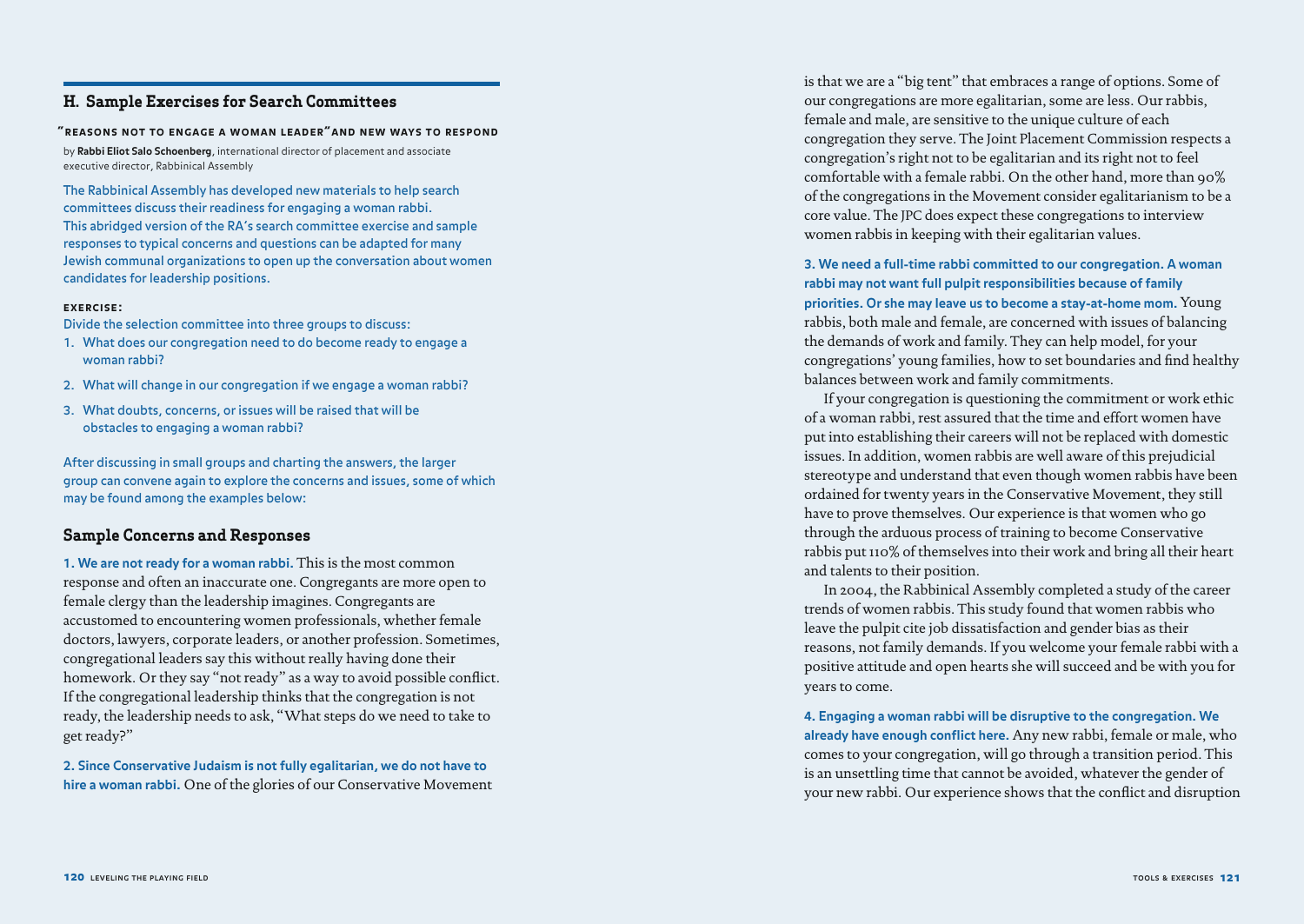## H. Sample Exercises for Search Committees

### "Reasons Not to Engage a Woman Leader" and New Ways to Respond

by **Rabbi Eliot Salo Schoenberg**, international director of placement and associate executive director, Rabbinical Assembly

The Rabbinical Assembly has developed new materials to help search committees discuss their readiness for engaging a woman rabbi. This abridged version of the RA's search committee exercise and sample responses to typical concerns and questions can be adapted for many Jewish communal organizations to open up the conversation about women candidates for leadership positions.

**Exercise:**

Divide the selection committee into three groups to discuss:

1. What does our congregation need to do become ready to engage a woman rabbi?
2. What will change in our congregation if we engage a woman rabbi?
3. What doubts, concerns, or issues will be raised that will be obstacles to engaging a woman rabbi?

After discussing in small groups and charting the answers, the larger group can convene again to explore the concerns and issues, some of which may be found among the examples below:

### Sample Concerns and Responses

**1. We are not ready for a woman rabbi.** This is the most common response and often an inaccurate one. Congregants are more open to female clergy than the leadership imagines. Congregants are accustomed to encountering women professionals, whether female doctors, lawyers, corporate leaders, or another profession. Sometimes, congregational leaders say this without really having done their homework. Or they say "not ready" as a way to avoid possible conflict. If the congregational leadership thinks that the congregation is not ready, the leadership needs to ask, "What steps do we need to take to get ready?"

**2. Since Conservative Judaism is not fully egalitarian, we do not have to hire a woman rabbi.** One of the glories of our Conservative Movement is that we are a "big tent" that embraces a range of options. Some of our congregations are more egalitarian, some are less. Our rabbis, female and male, are sensitive to the unique culture of each congregation they serve. The Joint Placement Commission respects a congregation's right not to be egalitarian and its right not to feel comfortable with a female rabbi. On the other hand, more than 90% of the congregations in the Movement consider egalitarianism to be a core value. The JPC does expect these congregations to interview women rabbis in keeping with their egalitarian values.

**3. We need a full-time rabbi committed to our congregation. A woman rabbi may not want full pulpit responsibilities because of family priorities. Or she may leave us to become a stay-at-home mom.** Young rabbis, both male and female, are concerned with issues of balancing the demands of work and family. They can help model, for your congregations' young families, how to set boundaries and find healthy balances between work and family commitments.

If your congregation is questioning the commitment or work ethic of a woman rabbi, rest assured that the time and effort women have put into establishing their careers will not be replaced with domestic issues. In addition, women rabbis are well aware of this prejudicial stereotype and understand that even though women rabbis have been ordained for twenty years in the Conservative Movement, they still have to prove themselves. Our experience is that women who go through the arduous process of training to become Conservative rabbis put 110% of themselves into their work and bring all their heart and talents to their position.

In 2004, the Rabbinical Assembly completed a study of the career trends of women rabbis. This study found that women rabbis who leave the pulpit cite job dissatisfaction and gender bias as their reasons, not family demands. If you welcome your female rabbi with a positive attitude and open hearts she will succeed and be with you for years to come.

**4. Engaging a woman rabbi will be disruptive to the congregation. We already have enough conflict here.** Any new rabbi, female or male, who comes to your congregation, will go through a transition period. This is an unsettling time that cannot be avoided, whatever the gender of your new rabbi. Our experience shows that the conflict and disruption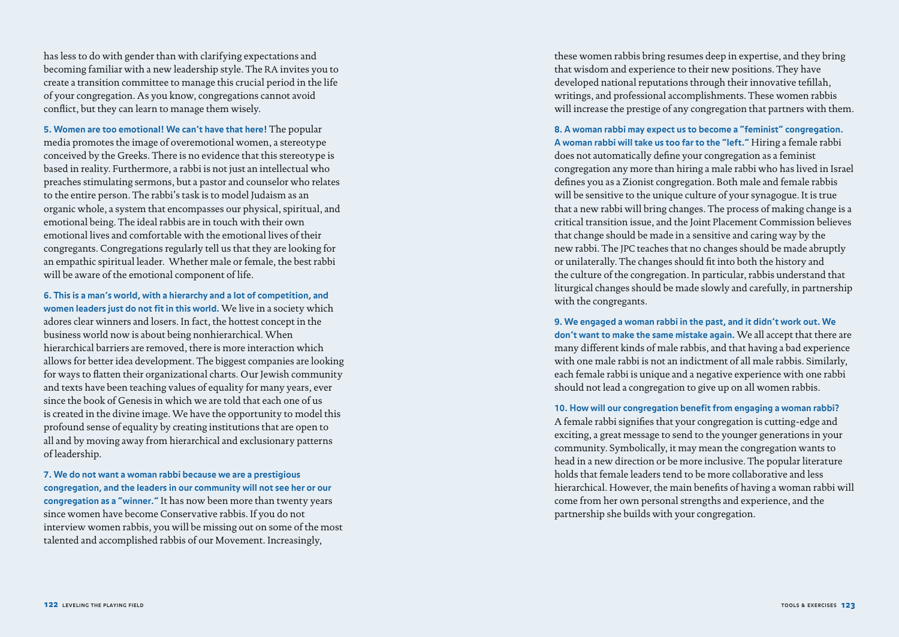has less to do with gender than with clarifying expectations and becoming familiar with a new leadership style. The RA invites you to create a transition committee to manage this crucial period in the life of your congregation. As you know, congregations cannot avoid conflict, but they can learn to manage them wisely.

**5. Women are too emotional! We can't have that here!** The popular media promotes the image of overemotional women, a stereotype conceived by the Greeks. There is no evidence that this stereotype is based in reality. Furthermore, a rabbi is not just an intellectual who preaches stimulating sermons, but a pastor and counselor who relates to the entire person. The rabbi's task is to model Judaism as an organic whole, a system that encompasses our physical, spiritual, and emotional being. The ideal rabbis are in touch with their own emotional lives and comfortable with the emotional lives of their congregants. Congregations regularly tell us that they are looking for an empathic spiritual leader. Whether male or female, the best rabbi will be aware of the emotional component of life.

**6. This is a man's world, with a hierarchy and a lot of competition, and women leaders just do not fit in this world.** We live in a society which adores clear winners and losers. In fact, the hottest concept in the business world now is about being nonhierarchical. When hierarchical barriers are removed, there is more interaction which allows for better idea development. The biggest companies are looking for ways to flatten their organizational charts. Our Jewish community and texts have been teaching values of equality for many years, ever since the book of Genesis in which we are told that each one of us is created in the divine image. We have the opportunity to model this profound sense of equality by creating institutions that are open to all and by moving away from hierarchical and exclusionary patterns of leadership.

**7. We do not want a woman rabbi because we are a prestigious congregation, and the leaders in our community will not see her or our congregation as a "winner."** It has now been more than twenty years since women have become Conservative rabbis. If you do not interview women rabbis, you will be missing out on some of the most talented and accomplished rabbis of our Movement. Increasingly, these women rabbis bring resumes deep in expertise, and they bring that wisdom and experience to their new positions. They have developed national reputations through their innovative tefillah, writings, and professional accomplishments. These women rabbis will increase the prestige of any congregation that partners with them.

**8. A woman rabbi may expect us to become a "feminist" congregation. A woman rabbi will take us too far to the "left."** Hiring a female rabbi does not automatically define your congregation as a feminist congregation any more than hiring a male rabbi who has lived in Israel defines you as a Zionist congregation. Both male and female rabbis will be sensitive to the unique culture of your synagogue. It is true that a new rabbi will bring changes. The process of making change is a critical transition issue, and the Joint Placement Commission believes that change should be made in a sensitive and caring way by the new rabbi. The JPC teaches that no changes should be made abruptly or unilaterally. The changes should fit into both the history and the culture of the congregation. In particular, rabbis understand that liturgical changes should be made slowly and carefully, in partnership with the congregants.

**9. We engaged a woman rabbi in the past, and it didn't work out. We don't want to make the same mistake again.** We all accept that there are many different kinds of male rabbis, and that having a bad experience with one male rabbi is not an indictment of all male rabbis. Similarly, each female rabbi is unique and a negative experience with one rabbi should not lead a congregation to give up on all women rabbis.

**10. How will our congregation benefit from engaging a woman rabbi?** A female rabbi signifies that your congregation is cutting-edge and exciting, a great message to send to the younger generations in your community. Symbolically, it may mean the congregation wants to head in a new direction or be more inclusive. The popular literature holds that female leaders tend to be more collaborative and less hierarchical. However, the main benefits of having a woman rabbi will come from her own personal strengths and experience, and the partnership she builds with your congregation.